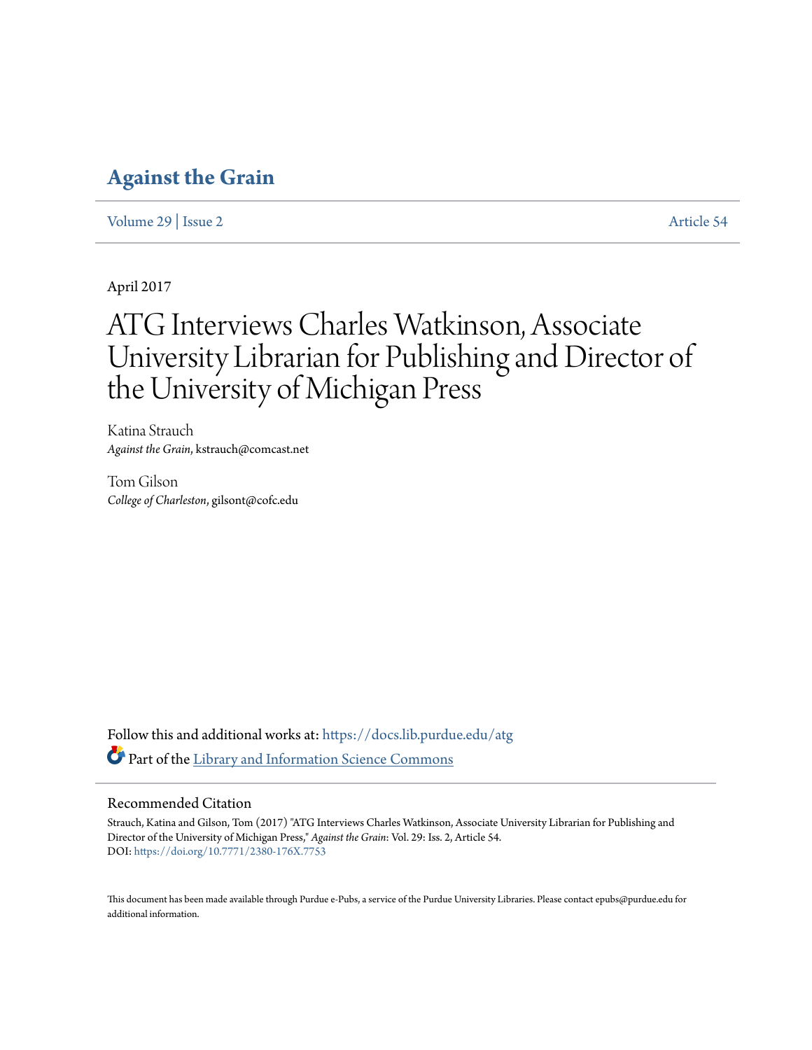# Against the Grain

Volume 29 | Issue 2 Article 54

April 2017

# ATG Interviews Charles Watkinson, Associate University Librarian for Publishing and Director of the University of Michigan Press

Katina Strauch
*Against the Grain*, kstrauch@comcast.net

Tom Gilson
*College of Charleston*, gilsont@cofc.edu

Follow this and additional works at: https://docs.lib.purdue.edu/atg

Part of the Library and Information Science Commons

## Recommended Citation

Strauch, Katina and Gilson, Tom (2017) "ATG Interviews Charles Watkinson, Associate University Librarian for Publishing and Director of the University of Michigan Press," *Against the Grain*: Vol. 29: Iss. 2, Article 54.
DOI: https://doi.org/10.7771/2380-176X.7753

This document has been made available through Purdue e-Pubs, a service of the Purdue University Libraries. Please contact epubs@purdue.edu for additional information.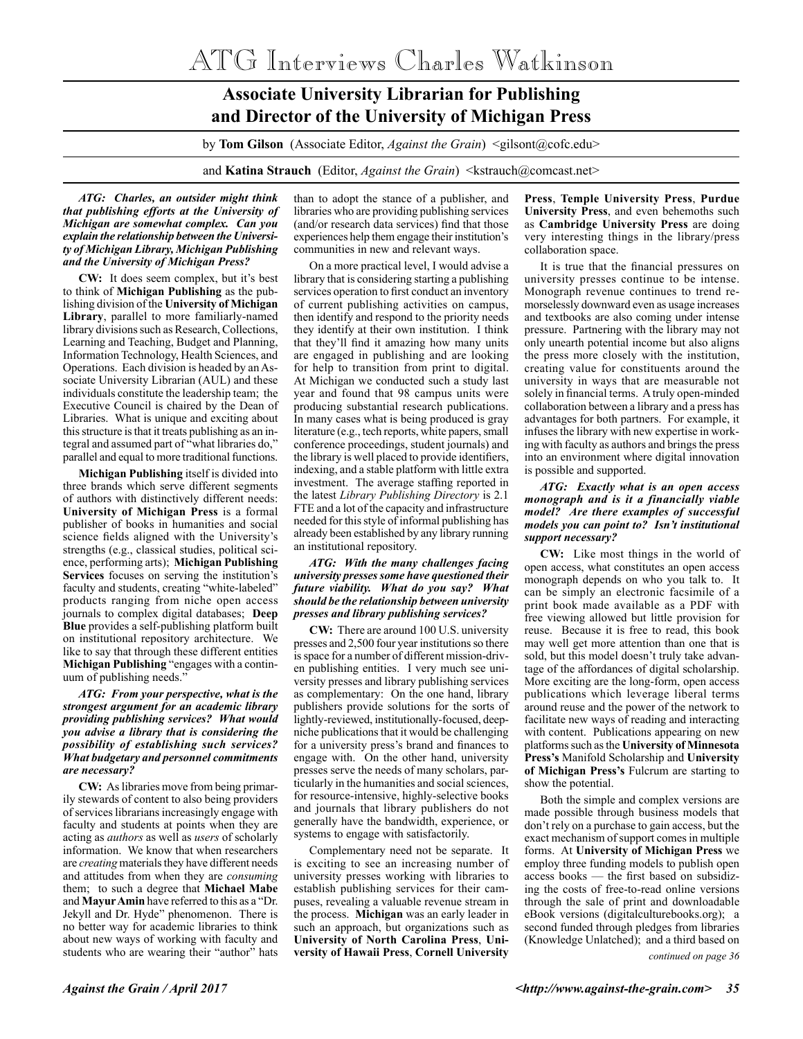# ATG Interviews Charles Watkinson

## Associate University Librarian for Publishing and Director of the University of Michigan Press

by **Tom Gilson** (Associate Editor, *Against the Grain*) <gilsont@cofc.edu>

and **Katina Strauch** (Editor, *Against the Grain*) <kstrauch@comcast.net>

***ATG: Charles, an outsider might think that publishing efforts at the University of Michigan are somewhat complex. Can you explain the relationship between the University of Michigan Library, Michigan Publishing and the University of Michigan Press?***

**CW:** It does seem complex, but it's best to think of **Michigan Publishing** as the publishing division of the **University of Michigan Library**, parallel to more familiarly-named library divisions such as Research, Collections, Learning and Teaching, Budget and Planning, Information Technology, Health Sciences, and Operations. Each division is headed by an Associate University Librarian (AUL) and these individuals constitute the leadership team; the Executive Council is chaired by the Dean of Libraries. What is unique and exciting about this structure is that it treats publishing as an integral and assumed part of "what libraries do," parallel and equal to more traditional functions.

**Michigan Publishing** itself is divided into three brands which serve different segments of authors with distinctively different needs: **University of Michigan Press** is a formal publisher of books in humanities and social science fields aligned with the University's strengths (e.g., classical studies, political science, performing arts); **Michigan Publishing Services** focuses on serving the institution's faculty and students, creating "white-labeled" products ranging from niche open access journals to complex digital databases; **Deep Blue** provides a self-publishing platform built on institutional repository architecture. We like to say that through these different entities **Michigan Publishing** "engages with a continuum of publishing needs."

***ATG: From your perspective, what is the strongest argument for an academic library providing publishing services? What would you advise a library that is considering the possibility of establishing such services? What budgetary and personnel commitments are necessary?***

**CW:** As libraries move from being primarily stewards of content to also being providers of services librarians increasingly engage with faculty and students at points when they are acting as *authors* as well as *users* of scholarly information. We know that when researchers are *creating* materials they have different needs and attitudes from when they are *consuming* them; to such a degree that **Michael Mabe** and **Mayur Amin** have referred to this as a "Dr. Jekyll and Dr. Hyde" phenomenon. There is no better way for academic libraries to think about new ways of working with faculty and students who are wearing their "author" hats than to adopt the stance of a publisher, and libraries who are providing publishing services (and/or research data services) find that those experiences help them engage their institution's communities in new and relevant ways.

On a more practical level, I would advise a library that is considering starting a publishing services operation to first conduct an inventory of current publishing activities on campus, then identify and respond to the priority needs they identify at their own institution. I think that they'll find it amazing how many units are engaged in publishing and are looking for help to transition from print to digital. At Michigan we conducted such a study last year and found that 98 campus units were producing substantial research publications. In many cases what is being produced is gray literature (e.g., tech reports, white papers, small conference proceedings, student journals) and the library is well placed to provide identifiers, indexing, and a stable platform with little extra investment. The average staffing reported in the latest *Library Publishing Directory* is 2.1 FTE and a lot of the capacity and infrastructure needed for this style of informal publishing has already been established by any library running an institutional repository.

***ATG: With the many challenges facing university presses some have questioned their future viability. What do you say? What should be the relationship between university presses and library publishing services?***

**CW:** There are around 100 U.S. university presses and 2,500 four year institutions so there is space for a number of different mission-driven publishing entities. I very much see university presses and library publishing services as complementary: On the one hand, library publishers provide solutions for the sorts of lightly-reviewed, institutionally-focused, deep-niche publications that it would be challenging for a university press's brand and finances to engage with. On the other hand, university presses serve the needs of many scholars, particularly in the humanities and social sciences, for resource-intensive, highly-selective books and journals that library publishers do not generally have the bandwidth, experience, or systems to engage with satisfactorily.

Complementary need not be separate. It is exciting to see an increasing number of university presses working with libraries to establish publishing services for their campuses, revealing a valuable revenue stream in the process. **Michigan** was an early leader in such an approach, but organizations such as **University of North Carolina Press**, **University of Hawaii Press**, **Cornell University Press**, **Temple University Press**, **Purdue University Press**, and even behemoths such as **Cambridge University Press** are doing very interesting things in the library/press collaboration space.

It is true that the financial pressures on university presses continue to be intense. Monograph revenue continues to trend remorselessly downward even as usage increases and textbooks are also coming under intense pressure. Partnering with the library may not only unearth potential income but also aligns the press more closely with the institution, creating value for constituents around the university in ways that are measurable not solely in financial terms. A truly open-minded collaboration between a library and a press has advantages for both partners. For example, it infuses the library with new expertise in working with faculty as authors and brings the press into an environment where digital innovation is possible and supported.

***ATG: Exactly what is an open access monograph and is it a financially viable model? Are there examples of successful models you can point to? Isn't institutional support necessary?***

**CW:** Like most things in the world of open access, what constitutes an open access monograph depends on who you talk to. It can be simply an electronic facsimile of a print book made available as a PDF with free viewing allowed but little provision for reuse. Because it is free to read, this book may well get more attention than one that is sold, but this model doesn't truly take advantage of the affordances of digital scholarship. More exciting are the long-form, open access publications which leverage liberal terms around reuse and the power of the network to facilitate new ways of reading and interacting with content. Publications appearing on new platforms such as the **University of Minnesota Press's** Manifold Scholarship and **University of Michigan Press's** Fulcrum are starting to show the potential.

Both the simple and complex versions are made possible through business models that don't rely on a purchase to gain access, but the exact mechanism of support comes in multiple forms. At **University of Michigan Press** we employ three funding models to publish open access books — the first based on subsidizing the costs of free-to-read online versions through the sale of print and downloadable eBook versions (digitalculturebooks.org); a second funded through pledges from libraries (Knowledge Unlatched); and a third based on

*continued on page 36*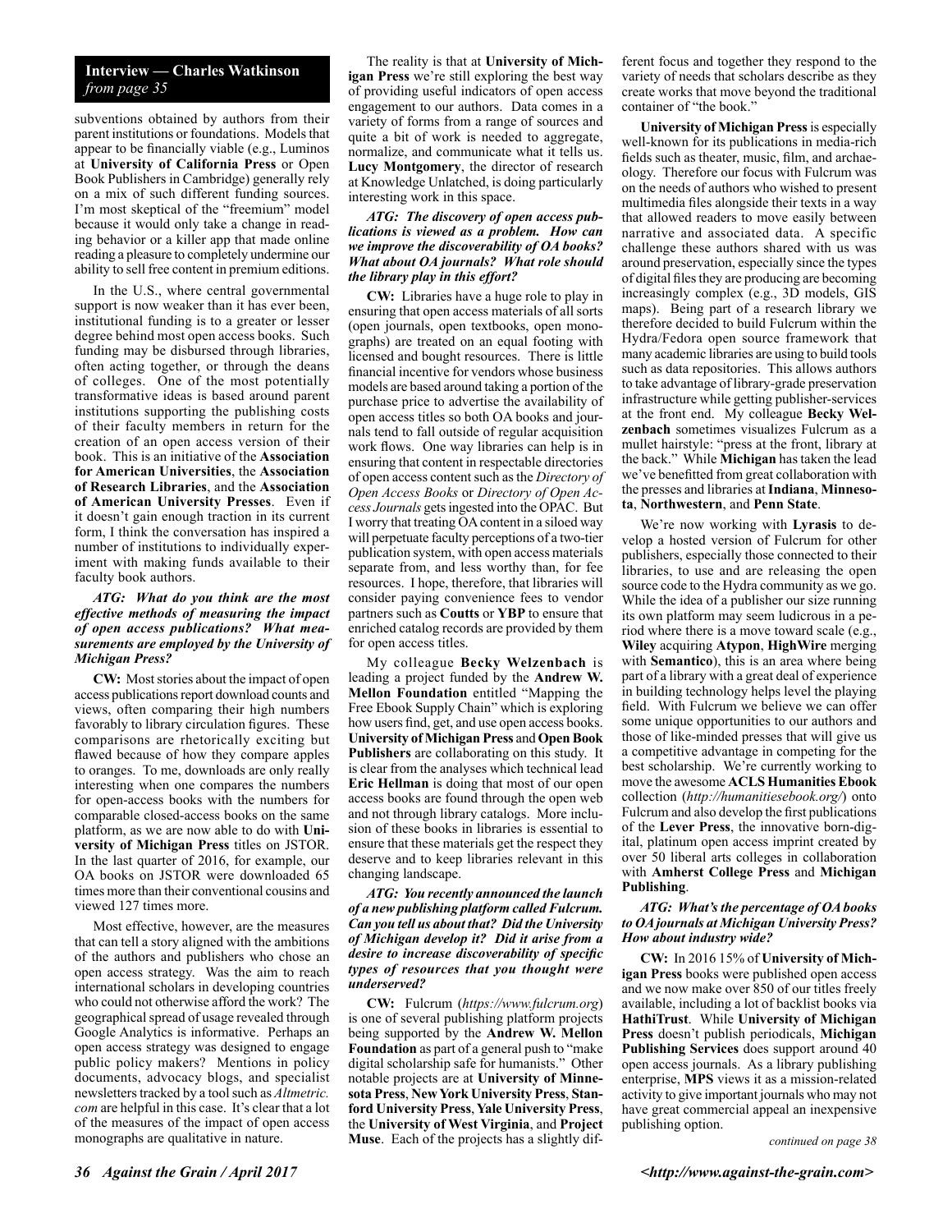**Interview — Charles Watkinson**
*from page 35*

subventions obtained by authors from their parent institutions or foundations. Models that appear to be financially viable (e.g., Luminos at **University of California Press** or Open Book Publishers in Cambridge) generally rely on a mix of such different funding sources. I'm most skeptical of the "freemium" model because it would only take a change in reading behavior or a killer app that made online reading a pleasure to completely undermine our ability to sell free content in premium editions.

In the U.S., where central governmental support is now weaker than it has ever been, institutional funding is to a greater or lesser degree behind most open access books. Such funding may be disbursed through libraries, often acting together, or through the deans of colleges. One of the most potentially transformative ideas is based around parent institutions supporting the publishing costs of their faculty members in return for the creation of an open access version of their book. This is an initiative of the **Association for American Universities**, the **Association of Research Libraries**, and the **Association of American University Presses**. Even if it doesn't gain enough traction in its current form, I think the conversation has inspired a number of institutions to individually experiment with making funds available to their faculty book authors.

***ATG: What do you think are the most effective methods of measuring the impact of open access publications? What measurements are employed by the University of Michigan Press?***

**CW:** Most stories about the impact of open access publications report download counts and views, often comparing their high numbers favorably to library circulation figures. These comparisons are rhetorically exciting but flawed because of how they compare apples to oranges. To me, downloads are only really interesting when one compares the numbers for open-access books with the numbers for comparable closed-access books on the same platform, as we are now able to do with **University of Michigan Press** titles on JSTOR. In the last quarter of 2016, for example, our OA books on JSTOR were downloaded 65 times more than their conventional cousins and viewed 127 times more.

Most effective, however, are the measures that can tell a story aligned with the ambitions of the authors and publishers who chose an open access strategy. Was the aim to reach international scholars in developing countries who could not otherwise afford the work? The geographical spread of usage revealed through Google Analytics is informative. Perhaps an open access strategy was designed to engage public policy makers? Mentions in policy documents, advocacy blogs, and specialist newsletters tracked by a tool such as *Altmetric.com* are helpful in this case. It's clear that a lot of the measures of the impact of open access monographs are qualitative in nature.

The reality is that at **University of Michigan Press** we're still exploring the best way of providing useful indicators of open access engagement to our authors. Data comes in a variety of forms from a range of sources and quite a bit of work is needed to aggregate, normalize, and communicate what it tells us. **Lucy Montgomery**, the director of research at Knowledge Unlatched, is doing particularly interesting work in this space.

***ATG: The discovery of open access publications is viewed as a problem. How can we improve the discoverability of OA books? What about OA journals? What role should the library play in this effort?***

**CW:** Libraries have a huge role to play in ensuring that open access materials of all sorts (open journals, open textbooks, open monographs) are treated on an equal footing with licensed and bought resources. There is little financial incentive for vendors whose business models are based around taking a portion of the purchase price to advertise the availability of open access titles so both OA books and journals tend to fall outside of regular acquisition work flows. One way libraries can help is in ensuring that content in respectable directories of open access content such as the *Directory of Open Access Books* or *Directory of Open Access Journals* gets ingested into the OPAC. But I worry that treating OA content in a siloed way will perpetuate faculty perceptions of a two-tier publication system, with open access materials separate from, and less worthy than, for fee resources. I hope, therefore, that libraries will consider paying convenience fees to vendor partners such as **Coutts** or **YBP** to ensure that enriched catalog records are provided by them for open access titles.

My colleague **Becky Welzenbach** is leading a project funded by the **Andrew W. Mellon Foundation** entitled "Mapping the Free Ebook Supply Chain" which is exploring how users find, get, and use open access books. **University of Michigan Press** and **Open Book Publishers** are collaborating on this study. It is clear from the analyses which technical lead **Eric Hellman** is doing that most of our open access books are found through the open web and not through library catalogs. More inclusion of these books in libraries is essential to ensure that these materials get the respect they deserve and to keep libraries relevant in this changing landscape.

***ATG: You recently announced the launch of a new publishing platform called Fulcrum. Can you tell us about that? Did the University of Michigan develop it? Did it arise from a desire to increase discoverability of specific types of resources that you thought were underserved?***

**CW:** Fulcrum (*https://www.fulcrum.org*) is one of several publishing platform projects being supported by the **Andrew W. Mellon Foundation** as part of a general push to "make digital scholarship safe for humanists." Other notable projects are at **University of Minnesota Press**, **New York University Press**, **Stanford University Press**, **Yale University Press**, the **University of West Virginia**, and **Project Muse**. Each of the projects has a slightly different focus and together they respond to the variety of needs that scholars describe as they create works that move beyond the traditional container of "the book."

**University of Michigan Press** is especially well-known for its publications in media-rich fields such as theater, music, film, and archaeology. Therefore our focus with Fulcrum was on the needs of authors who wished to present multimedia files alongside their texts in a way that allowed readers to move easily between narrative and associated data. A specific challenge these authors shared with us was around preservation, especially since the types of digital files they are producing are becoming increasingly complex (e.g., 3D models, GIS maps). Being part of a research library we therefore decided to build Fulcrum within the Hydra/Fedora open source framework that many academic libraries are using to build tools such as data repositories. This allows authors to take advantage of library-grade preservation infrastructure while getting publisher-services at the front end. My colleague **Becky Welzenbach** sometimes visualizes Fulcrum as a mullet hairstyle: "press at the front, library at the back." While **Michigan** has taken the lead we've benefitted from great collaboration with the presses and libraries at **Indiana**, **Minnesota**, **Northwestern**, and **Penn State**.

We're now working with **Lyrasis** to develop a hosted version of Fulcrum for other publishers, especially those connected to their libraries, to use and are releasing the open source code to the Hydra community as we go. While the idea of a publisher our size running its own platform may seem ludicrous in a period where there is a move toward scale (e.g., **Wiley** acquiring **Atypon**, **HighWire** merging with **Semantico**), this is an area where being part of a library with a great deal of experience in building technology helps level the playing field. With Fulcrum we believe we can offer some unique opportunities to our authors and those of like-minded presses that will give us a competitive advantage in competing for the best scholarship. We're currently working to move the awesome **ACLS Humanities Ebook** collection (*http://humanitiesebook.org/*) onto Fulcrum and also develop the first publications of the **Lever Press**, the innovative born-digital, platinum open access imprint created by over 50 liberal arts colleges in collaboration with **Amherst College Press** and **Michigan Publishing**.

***ATG: What's the percentage of OA books to OA journals at Michigan University Press? How about industry wide?***

**CW:** In 2016 15% of **University of Michigan Press** books were published open access and we now make over 850 of our titles freely available, including a lot of backlist books via **HathiTrust**. While **University of Michigan Press** doesn't publish periodicals, **Michigan Publishing Services** does support around 40 open access journals. As a library publishing enterprise, **MPS** views it as a mission-related activity to give important journals who may not have great commercial appeal an inexpensive publishing option.

*continued on page 38*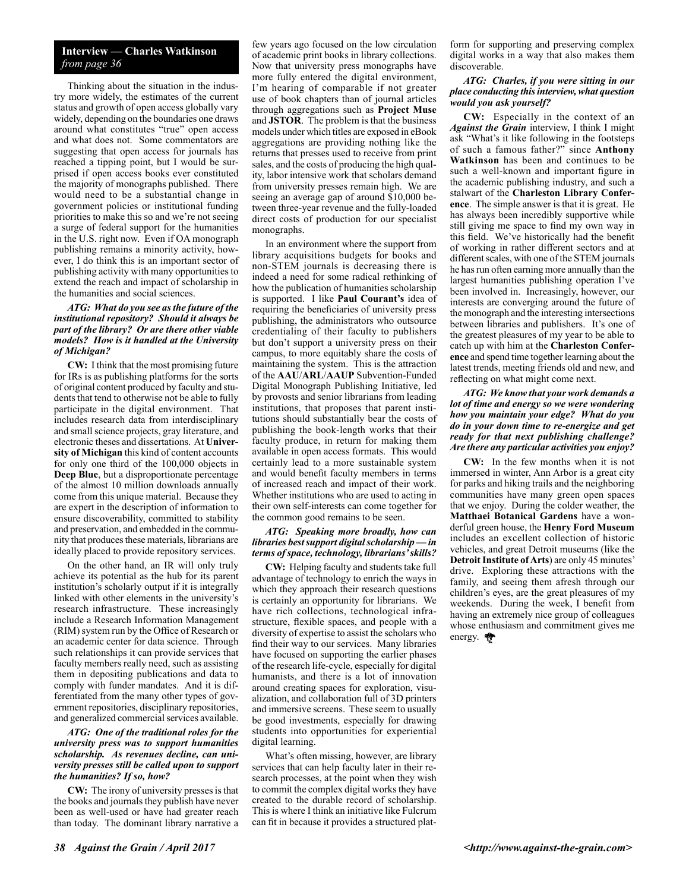**Interview — Charles Watkinson**
*from page 36*

Thinking about the situation in the industry more widely, the estimates of the current status and growth of open access globally vary widely, depending on the boundaries one draws around what constitutes "true" open access and what does not. Some commentators are suggesting that open access for journals has reached a tipping point, but I would be surprised if open access books ever constituted the majority of monographs published. There would need to be a substantial change in government policies or institutional funding priorities to make this so and we're not seeing a surge of federal support for the humanities in the U.S. right now. Even if OA monograph publishing remains a minority activity, however, I do think this is an important sector of publishing activity with many opportunities to extend the reach and impact of scholarship in the humanities and social sciences.

***ATG: What do you see as the future of the institutional repository? Should it always be part of the library? Or are there other viable models? How is it handled at the University of Michigan?***

**CW:** I think that the most promising future for IRs is as publishing platforms for the sorts of original content produced by faculty and students that tend to otherwise not be able to fully participate in the digital environment. That includes research data from interdisciplinary and small science projects, gray literature, and electronic theses and dissertations. At **University of Michigan** this kind of content accounts for only one third of the 100,000 objects in **Deep Blue**, but a disproportionate percentage of the almost 10 million downloads annually come from this unique material. Because they are expert in the description of information to ensure discoverability, committed to stability and preservation, and embedded in the community that produces these materials, librarians are ideally placed to provide repository services.

On the other hand, an IR will only truly achieve its potential as the hub for its parent institution's scholarly output if it is integrally linked with other elements in the university's research infrastructure. These increasingly include a Research Information Management (RIM) system run by the Office of Research or an academic center for data science. Through such relationships it can provide services that faculty members really need, such as assisting them in depositing publications and data to comply with funder mandates. And it is differentiated from the many other types of government repositories, disciplinary repositories, and generalized commercial services available.

***ATG: One of the traditional roles for the university press was to support humanities scholarship. As revenues decline, can university presses still be called upon to support the humanities? If so, how?***

**CW:** The irony of university presses is that the books and journals they publish have never been as well-used or have had greater reach than today. The dominant library narrative a few years ago focused on the low circulation of academic print books in library collections. Now that university press monographs have more fully entered the digital environment, I'm hearing of comparable if not greater use of book chapters than of journal articles through aggregations such as **Project Muse** and **JSTOR**. The problem is that the business models under which titles are exposed in eBook aggregations are providing nothing like the returns that presses used to receive from print sales, and the costs of producing the high quality, labor intensive work that scholars demand from university presses remain high. We are seeing an average gap of around $10,000 between three-year revenue and the fully-loaded direct costs of production for our specialist monographs.

In an environment where the support from library acquisitions budgets for books and non-STEM journals is decreasing there is indeed a need for some radical rethinking of how the publication of humanities scholarship is supported. I like **Paul Courant's** idea of requiring the beneficiaries of university press publishing, the administrators who outsource credentialing of their faculty to publishers but don't support a university press on their campus, to more equitably share the costs of maintaining the system. This is the attraction of the **AAU**/**ARL**/**AAUP** Subvention-Funded Digital Monograph Publishing Initiative, led by provosts and senior librarians from leading institutions, that proposes that parent institutions should substantially bear the costs of publishing the book-length works that their faculty produce, in return for making them available in open access formats. This would certainly lead to a more sustainable system and would benefit faculty members in terms of increased reach and impact of their work. Whether institutions who are used to acting in their own self-interests can come together for the common good remains to be seen.

***ATG: Speaking more broadly, how can libraries best support digital scholarship — in terms of space, technology, librarians' skills?***

**CW:** Helping faculty and students take full advantage of technology to enrich the ways in which they approach their research questions is certainly an opportunity for librarians. We have rich collections, technological infrastructure, flexible spaces, and people with a diversity of expertise to assist the scholars who find their way to our services. Many libraries have focused on supporting the earlier phases of the research life-cycle, especially for digital humanists, and there is a lot of innovation around creating spaces for exploration, visualization, and collaboration full of 3D printers and immersive screens. These seem to usually be good investments, especially for drawing students into opportunities for experiential digital learning.

What's often missing, however, are library services that can help faculty later in their research processes, at the point when they wish to commit the complex digital works they have created to the durable record of scholarship. This is where I think an initiative like Fulcrum can fit in because it provides a structured platform for supporting and preserving complex digital works in a way that also makes them discoverable.

***ATG: Charles, if you were sitting in our place conducting this interview, what question would you ask yourself?***

**CW:** Especially in the context of an *Against the Grain* interview, I think I might ask "What's it like following in the footsteps of such a famous father?" since **Anthony Watkinson** has been and continues to be such a well-known and important figure in the academic publishing industry, and such a stalwart of the **Charleston Library Conference**. The simple answer is that it is great. He has always been incredibly supportive while still giving me space to find my own way in this field. We've historically had the benefit of working in rather different sectors and at different scales, with one of the STEM journals he has run often earning more annually than the largest humanities publishing operation I've been involved in. Increasingly, however, our interests are converging around the future of the monograph and the interesting intersections between libraries and publishers. It's one of the greatest pleasures of my year to be able to catch up with him at the **Charleston Conference** and spend time together learning about the latest trends, meeting friends old and new, and reflecting on what might come next.

***ATG: We know that your work demands a lot of time and energy so we were wondering how you maintain your edge? What do you do in your down time to re-energize and get ready for that next publishing challenge? Are there any particular activities you enjoy?***

**CW:** In the few months when it is not immersed in winter, Ann Arbor is a great city for parks and hiking trails and the neighboring communities have many green open spaces that we enjoy. During the colder weather, the **Matthaei Botanical Gardens** have a wonderful green house, the **Henry Ford Museum** includes an excellent collection of historic vehicles, and great Detroit museums (like the **Detroit Institute of Arts**) are only 45 minutes' drive. Exploring these attractions with the family, and seeing them afresh through our children's eyes, are the great pleasures of my weekends. During the week, I benefit from having an extremely nice group of colleagues whose enthusiasm and commitment gives me energy.